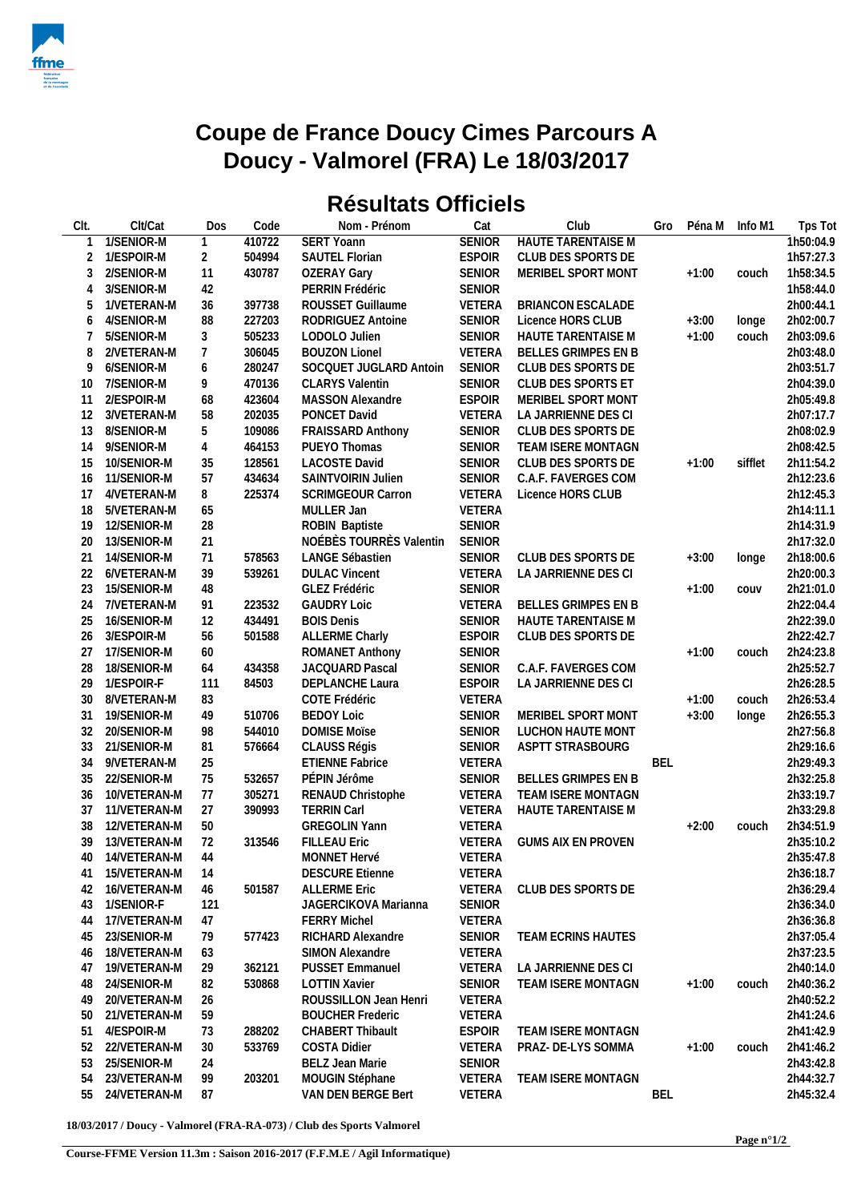# Coupe de France Doucy Cimes Parcours A

# Doucy - Valmorel (FRA) Le 18/03/2017

## Résultats Officiels

| Clt. | Clt/Cat | Dos | Code | Nom - Prénom | Cat | Club | Gro | Péna M | Info M1 | Tps Tot |
|---|---|---|---|---|---|---|---|---|---|---|
| 1 | 1/SENIOR-M | 1 | 410722 | SERT Yoann | SENIOR | HAUTE TARENTAISE M | | | | 1h50:04.9 |
| 2 | 1/ESPOIR-M | 2 | 504994 | SAUTEL Florian | ESPOIR | CLUB DES SPORTS DE | | | | 1h57:27.3 |
| 3 | 2/SENIOR-M | 11 | 430787 | OZERAY Gary | SENIOR | MERIBEL SPORT MONT | | +1:00 | couch | 1h58:34.5 |
| 4 | 3/SENIOR-M | 42 | | PERRIN Frédéric | SENIOR | | | | | 1h58:44.0 |
| 5 | 1/VETERAN-M | 36 | 397738 | ROUSSET Guillaume | VETERA | BRIANCON ESCALADE | | | | 2h00:44.1 |
| 6 | 4/SENIOR-M | 88 | 227203 | RODRIGUEZ Antoine | SENIOR | Licence HORS CLUB | | +3:00 | longe | 2h02:00.7 |
| 7 | 5/SENIOR-M | 3 | 505233 | LODOLO Julien | SENIOR | HAUTE TARENTAISE M | | +1:00 | couch | 2h03:09.6 |
| 8 | 2/VETERAN-M | 7 | 306045 | BOUZON Lionel | VETERA | BELLES GRIMPES EN B | | | | 2h03:48.0 |
| 9 | 6/SENIOR-M | 6 | 280247 | SOCQUET JUGLARD Antoin | SENIOR | CLUB DES SPORTS DE | | | | 2h03:51.7 |
| 10 | 7/SENIOR-M | 9 | 470136 | CLARYS Valentin | SENIOR | CLUB DES SPORTS ET | | | | 2h04:39.0 |
| 11 | 2/ESPOIR-M | 68 | 423604 | MASSON Alexandre | ESPOIR | MERIBEL SPORT MONT | | | | 2h05:49.8 |
| 12 | 3/VETERAN-M | 58 | 202035 | PONCET David | VETERA | LA JARRIENNE DES CI | | | | 2h07:17.7 |
| 13 | 8/SENIOR-M | 5 | 109086 | FRAISSARD Anthony | SENIOR | CLUB DES SPORTS DE | | | | 2h08:02.9 |
| 14 | 9/SENIOR-M | 4 | 464153 | PUEYO Thomas | SENIOR | TEAM ISERE MONTAGN | | | | 2h08:42.5 |
| 15 | 10/SENIOR-M | 35 | 128561 | LACOSTE David | SENIOR | CLUB DES SPORTS DE | | +1:00 | sifflet | 2h11:54.2 |
| 16 | 11/SENIOR-M | 57 | 434634 | SAINTVOIRIN Julien | SENIOR | C.A.F. FAVERGES COM | | | | 2h12:23.6 |
| 17 | 4/VETERAN-M | 8 | 225374 | SCRIMGEOUR Carron | VETERA | Licence HORS CLUB | | | | 2h12:45.3 |
| 18 | 5/VETERAN-M | 65 | | MULLER Jan | VETERA | | | | | 2h14:11.1 |
| 19 | 12/SENIOR-M | 28 | | ROBIN Baptiste | SENIOR | | | | | 2h14:31.9 |
| 20 | 13/SENIOR-M | 21 | | NOÉBÈS TOURRÈS Valentin | SENIOR | | | | | 2h17:32.0 |
| 21 | 14/SENIOR-M | 71 | 578563 | LANGE Sébastien | SENIOR | CLUB DES SPORTS DE | | +3:00 | longe | 2h18:00.6 |
| 22 | 6/VETERAN-M | 39 | 539261 | DULAC Vincent | VETERA | LA JARRIENNE DES CI | | | | 2h20:00.3 |
| 23 | 15/SENIOR-M | 48 | | GLEZ Frédéric | SENIOR | | | +1:00 | couv | 2h21:01.0 |
| 24 | 7/VETERAN-M | 91 | 223532 | GAUDRY Loic | VETERA | BELLES GRIMPES EN B | | | | 2h22:04.4 |
| 25 | 16/SENIOR-M | 12 | 434491 | BOIS Denis | SENIOR | HAUTE TARENTAISE M | | | | 2h22:39.0 |
| 26 | 3/ESPOIR-M | 56 | 501588 | ALLERME Charly | ESPOIR | CLUB DES SPORTS DE | | | | 2h22:42.7 |
| 27 | 17/SENIOR-M | 60 | | ROMANET Anthony | SENIOR | | | +1:00 | couch | 2h24:23.8 |
| 28 | 18/SENIOR-M | 64 | 434358 | JACQUARD Pascal | SENIOR | C.A.F. FAVERGES COM | | | | 2h25:52.7 |
| 29 | 1/ESPOIR-F | 111 | 84503 | DEPLANCHE Laura | ESPOIR | LA JARRIENNE DES CI | | | | 2h26:28.5 |
| 30 | 8/VETERAN-M | 83 | | COTE Frédéric | VETERA | | | +1:00 | couch | 2h26:53.4 |
| 31 | 19/SENIOR-M | 49 | 510706 | BEDOY Loic | SENIOR | MERIBEL SPORT MONT | | +3:00 | longe | 2h26:55.3 |
| 32 | 20/SENIOR-M | 98 | 544010 | DOMISE Moïse | SENIOR | LUCHON HAUTE MONT | | | | 2h27:56.8 |
| 33 | 21/SENIOR-M | 81 | 576664 | CLAUSS Régis | SENIOR | ASPTT STRASBOURG | | | | 2h29:16.6 |
| 34 | 9/VETERAN-M | 25 | | ETIENNE Fabrice | VETERA | | BEL | | | 2h29:49.3 |
| 35 | 22/SENIOR-M | 75 | 532657 | PÉPIN Jérôme | SENIOR | BELLES GRIMPES EN B | | | | 2h32:25.8 |
| 36 | 10/VETERAN-M | 77 | 305271 | RENAUD Christophe | VETERA | TEAM ISERE MONTAGN | | | | 2h33:19.7 |
| 37 | 11/VETERAN-M | 27 | 390993 | TERRIN Carl | VETERA | HAUTE TARENTAISE M | | | | 2h33:29.8 |
| 38 | 12/VETERAN-M | 50 | | GREGOLIN Yann | VETERA | | | +2:00 | couch | 2h34:51.9 |
| 39 | 13/VETERAN-M | 72 | 313546 | FILLEAU Eric | VETERA | GUMS AIX EN PROVEN | | | | 2h35:10.2 |
| 40 | 14/VETERAN-M | 44 | | MONNET Hervé | VETERA | | | | | 2h35:47.8 |
| 41 | 15/VETERAN-M | 14 | | DESCURE Etienne | VETERA | | | | | 2h36:18.7 |
| 42 | 16/VETERAN-M | 46 | 501587 | ALLERME Eric | VETERA | CLUB DES SPORTS DE | | | | 2h36:29.4 |
| 43 | 1/SENIOR-F | 121 | | JAGERCIKOVA Marianna | SENIOR | | | | | 2h36:34.0 |
| 44 | 17/VETERAN-M | 47 | | FERRY Michel | VETERA | | | | | 2h36:36.8 |
| 45 | 23/SENIOR-M | 79 | 577423 | RICHARD Alexandre | SENIOR | TEAM ECRINS HAUTES | | | | 2h37:05.4 |
| 46 | 18/VETERAN-M | 63 | | SIMON Alexandre | VETERA | | | | | 2h37:23.5 |
| 47 | 19/VETERAN-M | 29 | 362121 | PUSSET Emmanuel | VETERA | LA JARRIENNE DES CI | | | | 2h40:14.0 |
| 48 | 24/SENIOR-M | 82 | 530868 | LOTTIN Xavier | SENIOR | TEAM ISERE MONTAGN | | +1:00 | couch | 2h40:36.2 |
| 49 | 20/VETERAN-M | 26 | | ROUSSILLON Jean Henri | VETERA | | | | | 2h40:52.2 |
| 50 | 21/VETERAN-M | 59 | | BOUCHER Frederic | VETERA | | | | | 2h41:24.6 |
| 51 | 4/ESPOIR-M | 73 | 288202 | CHABERT Thibault | ESPOIR | TEAM ISERE MONTAGN | | | | 2h41:42.9 |
| 52 | 22/VETERAN-M | 30 | 533769 | COSTA Didier | VETERA | PRAZ- DE-LYS SOMMA | | +1:00 | couch | 2h41:46.2 |
| 53 | 25/SENIOR-M | 24 | | BELZ Jean Marie | SENIOR | | | | | 2h43:42.8 |
| 54 | 23/VETERAN-M | 99 | 203201 | MOUGIN Stéphane | VETERA | TEAM ISERE MONTAGN | | | | 2h44:32.7 |
| 55 | 24/VETERAN-M | 87 | | VAN DEN BERGE Bert | VETERA | | BEL | | | 2h45:32.4 |

18/03/2017 / Doucy - Valmorel (FRA-RA-073) / Club des Sports Valmorel

Course-FFME Version 11.3m : Saison 2016-2017 (F.F.M.E / Agil Informatique)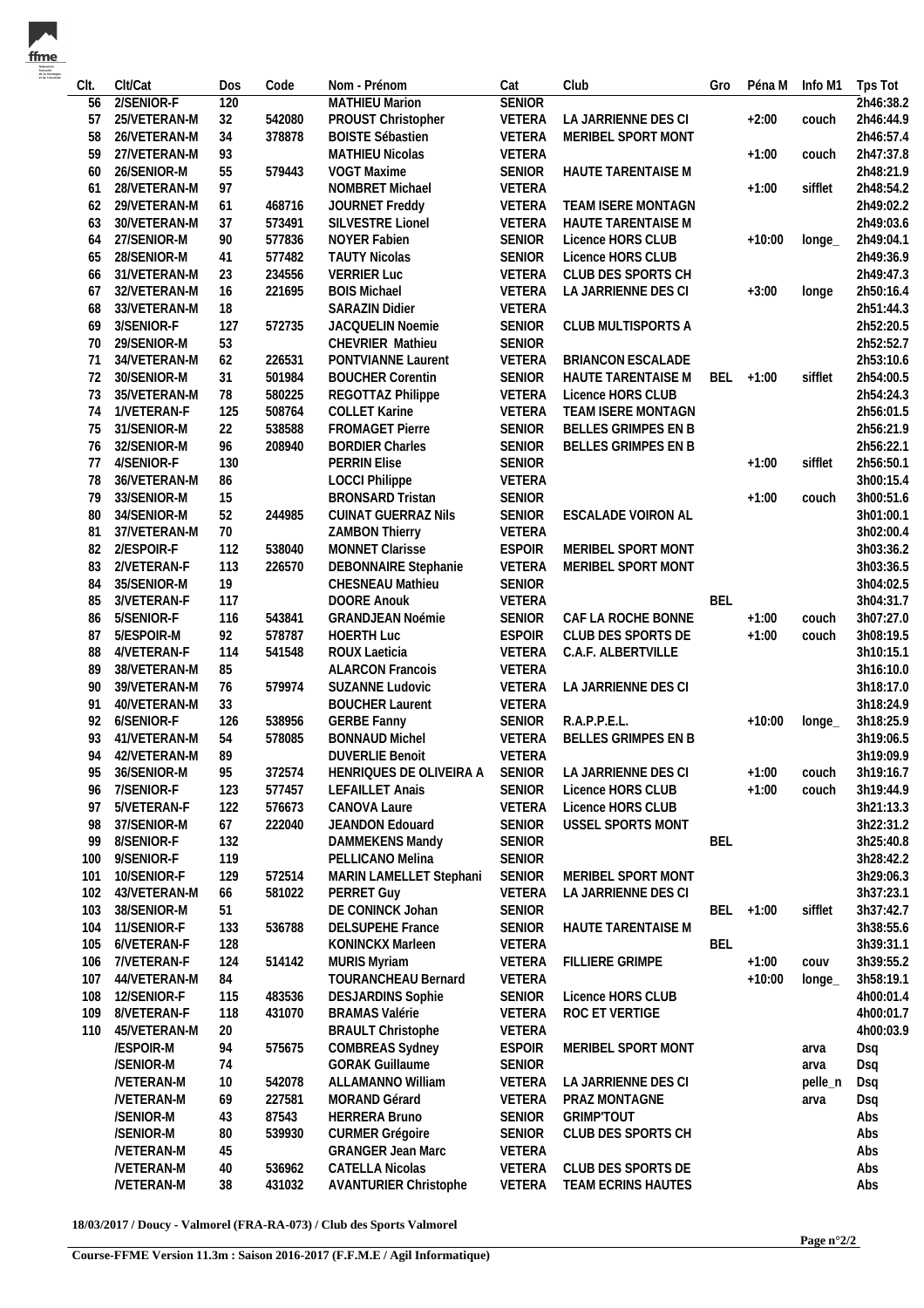| Clt. | Clt/Cat | Dos | Code | Nom - Prénom | Cat | Club | Gro | Péna M | Info M1 | Tps Tot |
|---|---|---|---|---|---|---|---|---|---|---|
| 56 | 2/SENIOR-F | 120 | | MATHIEU Marion | SENIOR | | | | | 2h46:38.2 |
| 57 | 25/VETERAN-M | 32 | 542080 | PROUST Christopher | VETERA | LA JARRIENNE DES CI | | +2:00 | couch | 2h46:44.9 |
| 58 | 26/VETERAN-M | 34 | 378878 | BOISTE Sébastien | VETERA | MERIBEL SPORT MONT | | | | 2h46:57.4 |
| 59 | 27/VETERAN-M | 93 | | MATHIEU Nicolas | VETERA | | | +1:00 | couch | 2h47:37.8 |
| 60 | 26/SENIOR-M | 55 | 579443 | VOGT Maxime | SENIOR | HAUTE TARENTAISE M | | | | 2h48:21.9 |
| 61 | 28/VETERAN-M | 97 | | NOMBRET Michael | VETERA | | | +1:00 | sifflet | 2h48:54.2 |
| 62 | 29/VETERAN-M | 61 | 468716 | JOURNET Freddy | VETERA | TEAM ISERE MONTAGN | | | | 2h49:02.2 |
| 63 | 30/VETERAN-M | 37 | 573491 | SILVESTRE Lionel | VETERA | HAUTE TARENTAISE M | | | | 2h49:03.6 |
| 64 | 27/SENIOR-M | 90 | 577836 | NOYER Fabien | SENIOR | Licence HORS CLUB | | +10:00 | longe_ | 2h49:04.1 |
| 65 | 28/SENIOR-M | 41 | 577482 | TAUTY Nicolas | SENIOR | Licence HORS CLUB | | | | 2h49:36.9 |
| 66 | 31/VETERAN-M | 23 | 234556 | VERRIER Luc | VETERA | CLUB DES SPORTS CH | | | | 2h49:47.3 |
| 67 | 32/VETERAN-M | 16 | 221695 | BOIS Michael | VETERA | LA JARRIENNE DES CI | | +3:00 | longe | 2h50:16.4 |
| 68 | 33/VETERAN-M | 18 | | SARAZIN Didier | VETERA | | | | | 2h51:44.3 |
| 69 | 3/SENIOR-F | 127 | 572735 | JACQUELIN Noemie | SENIOR | CLUB MULTISPORTS A | | | | 2h52:20.5 |
| 70 | 29/SENIOR-M | 53 | | CHEVRIER Mathieu | SENIOR | | | | | 2h52:52.7 |
| 71 | 34/VETERAN-M | 62 | 226531 | PONTVIANNE Laurent | VETERA | BRIANCON ESCALADE | | | | 2h53:10.6 |
| 72 | 30/SENIOR-M | 31 | 501984 | BOUCHER Corentin | SENIOR | HAUTE TARENTAISE M | BEL | +1:00 | sifflet | 2h54:00.5 |
| 73 | 35/VETERAN-M | 78 | 580225 | REGOTTAZ Philippe | VETERA | Licence HORS CLUB | | | | 2h54:24.3 |
| 74 | 1/VETERAN-F | 125 | 508764 | COLLET Karine | VETERA | TEAM ISERE MONTAGN | | | | 2h56:01.5 |
| 75 | 31/SENIOR-M | 22 | 538588 | FROMAGET Pierre | SENIOR | BELLES GRIMPES EN B | | | | 2h56:21.9 |
| 76 | 32/SENIOR-M | 96 | 208940 | BORDIER Charles | SENIOR | BELLES GRIMPES EN B | | | | 2h56:22.1 |
| 77 | 4/SENIOR-F | 130 | | PERRIN Elise | SENIOR | | | +1:00 | sifflet | 2h56:50.1 |
| 78 | 36/VETERAN-M | 86 | | LOCCI Philippe | VETERA | | | | | 3h00:15.4 |
| 79 | 33/SENIOR-M | 15 | | BRONSARD Tristan | SENIOR | | | +1:00 | couch | 3h00:51.6 |
| 80 | 34/SENIOR-M | 52 | 244985 | CUINAT GUERRAZ Nils | SENIOR | ESCALADE VOIRON AL | | | | 3h01:00.1 |
| 81 | 37/VETERAN-M | 70 | | ZAMBON Thierry | VETERA | | | | | 3h02:00.4 |
| 82 | 2/ESPOIR-F | 112 | 538040 | MONNET Clarisse | ESPOIR | MERIBEL SPORT MONT | | | | 3h03:36.2 |
| 83 | 2/VETERAN-F | 113 | 226570 | DEBONNAIRE Stephanie | VETERA | MERIBEL SPORT MONT | | | | 3h03:36.5 |
| 84 | 35/SENIOR-M | 19 | | CHESNEAU Mathieu | SENIOR | | | | | 3h04:02.5 |
| 85 | 3/VETERAN-F | 117 | | DOORE Anouk | VETERA | | BEL | | | 3h04:31.7 |
| 86 | 5/SENIOR-F | 116 | 543841 | GRANDJEAN Noémie | SENIOR | CAF LA ROCHE BONNE | | +1:00 | couch | 3h07:27.0 |
| 87 | 5/ESPOIR-M | 92 | 578787 | HOERTH Luc | ESPOIR | CLUB DES SPORTS DE | | +1:00 | couch | 3h08:19.5 |
| 88 | 4/VETERAN-F | 114 | 541548 | ROUX Laeticia | VETERA | C.A.F. ALBERTVILLE | | | | 3h10:15.1 |
| 89 | 38/VETERAN-M | 85 | | ALARCON Francois | VETERA | | | | | 3h16:10.0 |
| 90 | 39/VETERAN-M | 76 | 579974 | SUZANNE Ludovic | VETERA | LA JARRIENNE DES CI | | | | 3h18:17.0 |
| 91 | 40/VETERAN-M | 33 | | BOUCHER Laurent | VETERA | | | | | 3h18:24.9 |
| 92 | 6/SENIOR-F | 126 | 538956 | GERBE Fanny | SENIOR | R.A.P.P.E.L. | | +10:00 | longe_ | 3h18:25.9 |
| 93 | 41/VETERAN-M | 54 | 578085 | BONNAUD Michel | VETERA | BELLES GRIMPES EN B | | | | 3h19:06.5 |
| 94 | 42/VETERAN-M | 89 | | DUVERLIE Benoit | VETERA | | | | | 3h19:09.9 |
| 95 | 36/SENIOR-M | 95 | 372574 | HENRIQUES DE OLIVEIRA A | SENIOR | LA JARRIENNE DES CI | | +1:00 | couch | 3h19:16.7 |
| 96 | 7/SENIOR-F | 123 | 577457 | LEFAILLET Anais | SENIOR | Licence HORS CLUB | | +1:00 | couch | 3h19:44.9 |
| 97 | 5/VETERAN-F | 122 | 576673 | CANOVA Laure | VETERA | Licence HORS CLUB | | | | 3h21:13.3 |
| 98 | 37/SENIOR-M | 67 | 222040 | JEANDON Edouard | SENIOR | USSEL SPORTS MONT | | | | 3h22:31.2 |
| 99 | 8/SENIOR-F | 132 | | DAMMEKENS Mandy | SENIOR | | BEL | | | 3h25:40.8 |
| 100 | 9/SENIOR-F | 119 | | PELLICANO Melina | SENIOR | | | | | 3h28:42.2 |
| 101 | 10/SENIOR-F | 129 | 572514 | MARIN LAMELLET Stephani | SENIOR | MERIBEL SPORT MONT | | | | 3h29:06.3 |
| 102 | 43/VETERAN-M | 66 | 581022 | PERRET Guy | VETERA | LA JARRIENNE DES CI | | | | 3h37:23.1 |
| 103 | 38/SENIOR-M | 51 | | DE CONINCK Johan | SENIOR | | BEL | +1:00 | sifflet | 3h37:42.7 |
| 104 | 11/SENIOR-F | 133 | 536788 | DELSUPEHE France | SENIOR | HAUTE TARENTAISE M | | | | 3h38:55.6 |
| 105 | 6/VETERAN-F | 128 | | KONINCKX Marleen | VETERA | | BEL | | | 3h39:31.1 |
| 106 | 7/VETERAN-F | 124 | 514142 | MURIS Myriam | VETERA | FILLIERE GRIMPE | | +1:00 | couv | 3h39:55.2 |
| 107 | 44/VETERAN-M | 84 | | TOURANCHEAU Bernard | VETERA | | | +10:00 | longe_ | 3h58:19.1 |
| 108 | 12/SENIOR-F | 115 | 483536 | DESJARDINS Sophie | SENIOR | Licence HORS CLUB | | | | 4h00:01.4 |
| 109 | 8/VETERAN-F | 118 | 431070 | BRAMAS Valérie | VETERA | ROC ET VERTIGE | | | | 4h00:01.7 |
| 110 | 45/VETERAN-M | 20 | | BRAULT Christophe | VETERA | | | | | 4h00:03.9 |
| | /ESPOIR-M | 94 | 575675 | COMBREAS Sydney | ESPOIR | MERIBEL SPORT MONT | | | arva | Dsq |
| | /SENIOR-M | 74 | | GORAK Guillaume | SENIOR | | | | arva | Dsq |
| | /VETERAN-M | 10 | 542078 | ALLAMANNO William | VETERA | LA JARRIENNE DES CI | | | pelle_n | Dsq |
| | /VETERAN-M | 69 | 227581 | MORAND Gérard | VETERA | PRAZ MONTAGNE | | | arva | Dsq |
| | /SENIOR-M | 43 | 87543 | HERRERA Bruno | SENIOR | GRIMP'TOUT | | | | Abs |
| | /SENIOR-M | 80 | 539930 | CURMER Grégoire | SENIOR | CLUB DES SPORTS CH | | | | Abs |
| | /VETERAN-M | 45 | | GRANGER Jean Marc | VETERA | | | | | Abs |
| | /VETERAN-M | 40 | 536962 | CATELLA Nicolas | VETERA | CLUB DES SPORTS DE | | | | Abs |
| | /VETERAN-M | 38 | 431032 | AVANTURIER Christophe | VETERA | TEAM ECRINS HAUTES | | | | Abs |

**18/03/2017 / Doucy - Valmorel (FRA-RA-073) / Club des Sports Valmorel**

**Course-FFME Version 11.3m : Saison 2016-2017 (F.F.M.E / Agil Informatique)**